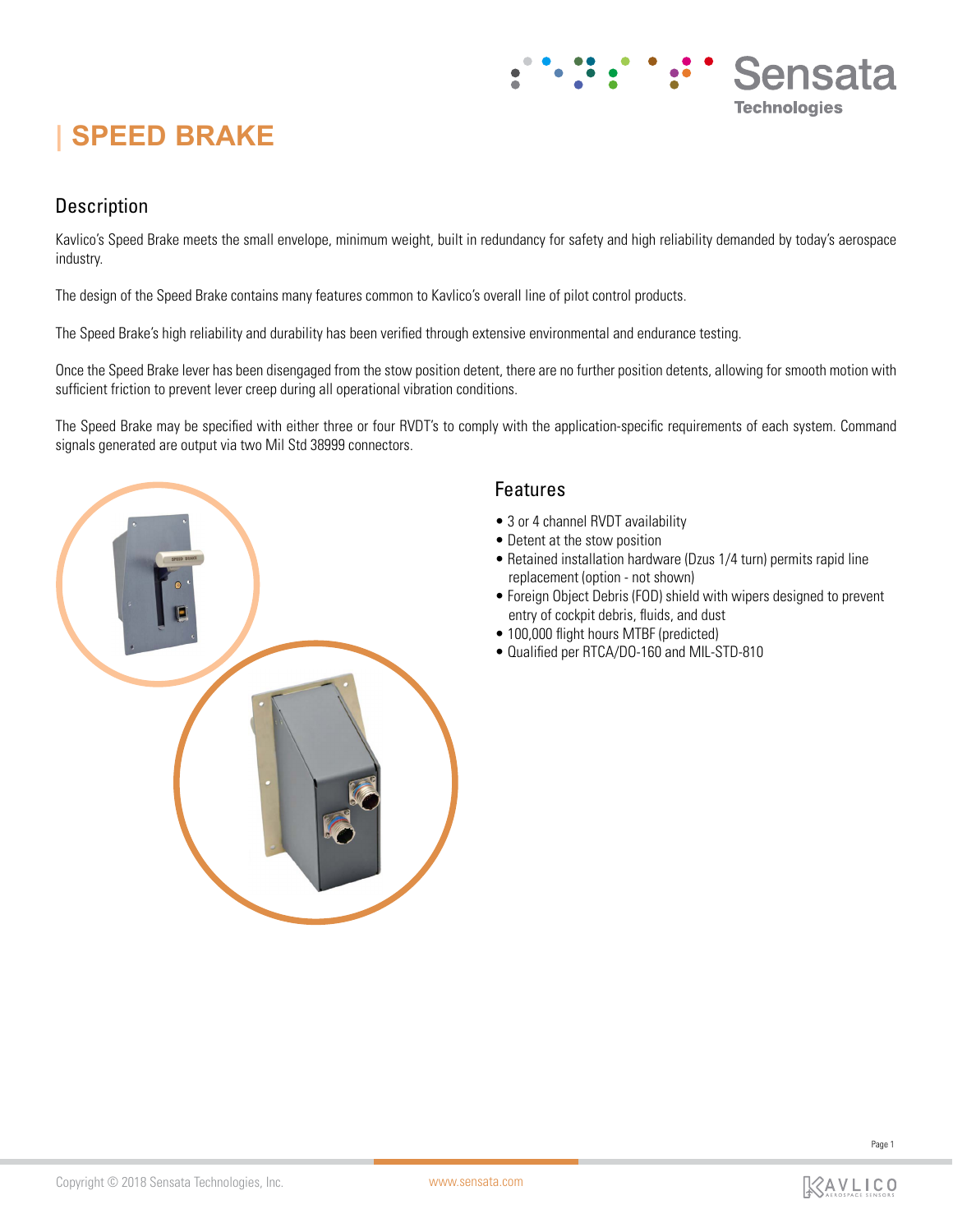# SPEED BRAKE

## Description

Kavlico's Speed Brake meets the small envelope, minimum weight, built in redundancy for safety and high reliability demanded by today's aerospace industry.

The design of the Speed Brake contains many features common to Kavlico's overall line of pilot control products.

The Speed Brake's high reliability and durability has been verified through extensive environmental and endurance testing.

Once the Speed Brake lever has been disengaged from the stow position detent, there are no further position detents, allowing for smooth motion with sufficient friction to prevent lever creep during all operational vibration conditions.

The Speed Brake may be specified with either three or four RVDT's to comply with the application-specific requirements of each system. Command signals generated are output via two Mil Std 38999 connectors.

## Features

- 3 or 4 channel RVDT availability
- Detent at the stow position
- Retained installation hardware (Dzus 1/4 turn) permits rapid line replacement (option - not shown)
- Foreign Object Debris (FOD) shield with wipers designed to prevent entry of cockpit debris, fluids, and dust
- 100,000 flight hours MTBF (predicted)
- Qualified per RTCA/DO-160 and MIL-STD-810

Copyright © 2018 Sensata Technologies, Inc. www.sensata.com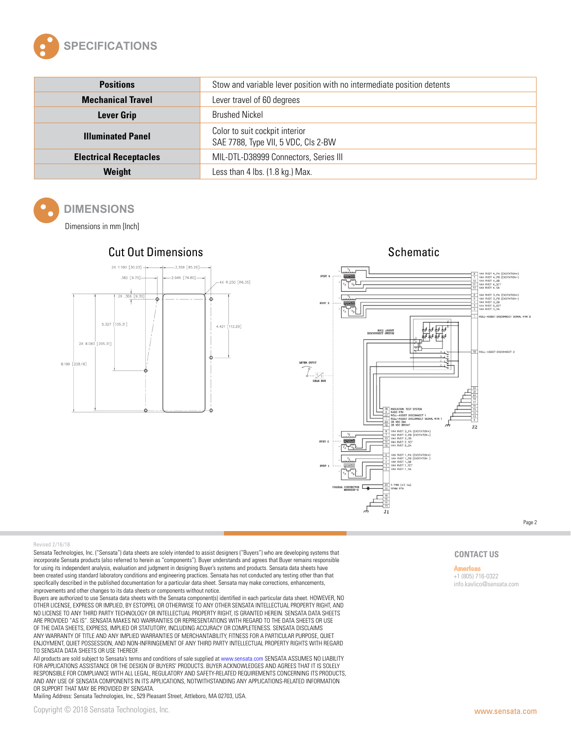## SPECIFICATIONS

| | |
|---|---|
| **Positions** | Stow and variable lever position with no intermediate position detents |
| **Mechanical Travel** | Lever travel of 60 degrees |
| **Lever Grip** | Brushed Nickel |
| **Illuminated Panel** | Color to suit cockpit interior<br>SAE 7788, Type VII, 5 VDC, Cls 2-BW |
| **Electrical Receptacles** | MIL-DTL-D38999 Connectors, Series III |
| **Weight** | Less than 4 lbs. (1.8 kg.) Max. |

## DIMENSIONS

Dimensions in mm [Inch]

### Cut Out Dimensions

2X 1.190 [30.23]
3.358 [85.29]
.382 [9.70]
2.945 [74.80]
4X R.250 [R6.35]
2X .366 [9.30]
5.327 [135.31]
4.421 [112.29]
2X 8.083 [205.31]
8.196 [208.18]

### Schematic

RVDT 4
RVDT 3
RVDT 2
RVDT 1
ROLL ASSIST DISCONNECT SWITCH
LEVER INPUT
GEAR BOX
COAXIAL CONNECTOR M39033-2
VAH RVDT 4_PA (EXCITATION+)
VAH RVDT 4_PB (EXCITATION-)
VAH RVDT 4_SB
VAH RVDT 4_SCT
VAH RVDT 4_SA
VAH RVDT 3_PA (EXCITATION+)
VAH RVDT 3_PB (EXCITATION-)
VAH RVDT 3_SB
VAH RVDT 3_SCT
VAH RVDT 3_SA
ROLL-ASSIST DISCONNECT SIGNAL RTN 2
ROLL-ASSIST DISCONNECT 2
J2
INDICATION TEST SYSTEM
RADS RTN
ROLL-ASSIST DISCONNECT 1
ROLL-ASSIST DISCONNECT SIGNAL RTN 1
28 VDC DIM
28 VDC BRIGHT
VAH RVDT 2_PA (EXCITATION+)
VAH RVDT 2_PB (EXCITATION-)
VAH RVDT 2_SB
VAH RVDT 2_SCT
VAH RVDT 2_SA
VAH RVDT 1_PA (EXCITATION+)
VAH RVDT 1_PB (EXCITATION-)
VAH RVDT 1_SB
VAH RVDT 1_SCT
VAH RVDT 1_SA
5 PWM (+5 Vdc)
5PWM RTN
J1

Revised 2/16/18

Sensata Technologies, Inc. ("Sensata") data sheets are solely intended to assist designers ("Buyers") who are developing systems that incorporate Sensata products (also referred to herein as "components"). Buyer understands and agrees that Buyer remains responsible for using its independent analysis, evaluation and judgment in designing Buyer's systems and products. Sensata data sheets have been created using standard laboratory conditions and engineering practices. Sensata has not conducted any testing other than that specifically described in the published documentation for a particular data sheet. Sensata may make corrections, enhancements, improvements and other changes to its data sheets or components without notice.

Buyers are authorized to use Sensata data sheets with the Sensata component(s) identified in each particular data sheet. HOWEVER, NO OTHER LICENSE, EXPRESS OR IMPLIED, BY ESTOPPEL OR OTHERWISE TO ANY OTHER SENSATA INTELLECTUAL PROPERTY RIGHT, AND NO LICENSE TO ANY THIRD PARTY TECHNOLOGY OR INTELLECTUAL PROPERTY RIGHT, IS GRANTED HEREIN. SENSATA DATA SHEETS ARE PROVIDED "AS IS". SENSATA MAKES NO WARRANTIES OR REPRESENTATIONS WITH REGARD TO THE DATA SHEETS OR USE OF THE DATA SHEETS, EXPRESS, IMPLIED OR STATUTORY, INCLUDING ACCURACY OR COMPLETENESS. SENSATA DISCLAIMS ANY WARRANTY OF TITLE AND ANY IMPLIED WARRANTIES OF MERCHANTABILITY, FITNESS FOR A PARTICULAR PURPOSE, QUIET ENJOYMENT, QUIET POSSESSION, AND NON-INFRINGEMENT OF ANY THIRD PARTY INTELLECTUAL PROPERTY RIGHTS WITH REGARD TO SENSATA DATA SHEETS OR USE THEREOF.

All products are sold subject to Sensata's terms and conditions of sale supplied at www.sensata.com SENSATA ASSUMES NO LIABILITY FOR APPLICATIONS ASSISTANCE OR THE DESIGN OF BUYERS' PRODUCTS. BUYER ACKNOWLEDGES AND AGREES THAT IT IS SOLELY RESPONSIBLE FOR COMPLIANCE WITH ALL LEGAL, REGULATORY AND SAFETY-RELATED REQUIREMENTS CONCERNING ITS PRODUCTS, AND ANY USE OF SENSATA COMPONENTS IN ITS APPLICATIONS, NOTWITHSTANDING ANY APPLICATIONS-RELATED INFORMATION OR SUPPORT THAT MAY BE PROVIDED BY SENSATA.

Mailing Address: Sensata Technologies, Inc., 529 Pleasant Street, Attleboro, MA 02703, USA.

**CONTACT US**

**Americas**
+1 (805) 716-0322
info.kavlico@sensata.com

Copyright © 2018 Sensata Technologies, Inc.

www.sensata.com